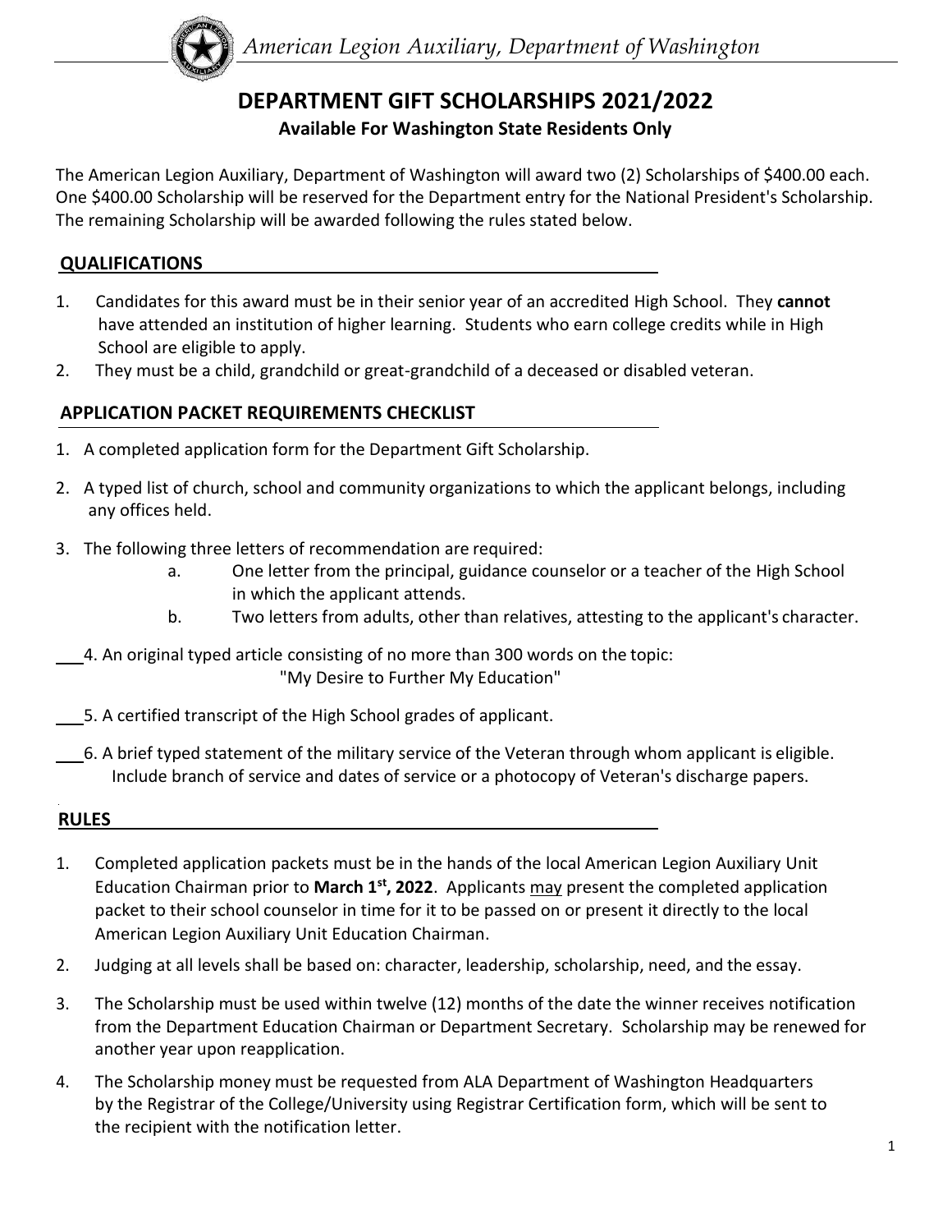*American Legion Auxiliary, Department of Washington*

# DEPARTMENT GIFT SCHOLARSHIPS 2021/2022

**Available For Washington State Residents Only**

The American Legion Auxiliary, Department of Washington will award two (2) Scholarships of $400.00 each. One $400.00 Scholarship will be reserved for the Department entry for the National President's Scholarship. The remaining Scholarship will be awarded following the rules stated below.

## QUALIFICATIONS

1. Candidates for this award must be in their senior year of an accredited High School. They **cannot** have attended an institution of higher learning. Students who earn college credits while in High School are eligible to apply.
2. They must be a child, grandchild or great-grandchild of a deceased or disabled veteran.

## APPLICATION PACKET REQUIREMENTS CHECKLIST

1. A completed application form for the Department Gift Scholarship.
2. A typed list of church, school and community organizations to which the applicant belongs, including any offices held.
3. The following three letters of recommendation are required:
   a. One letter from the principal, guidance counselor or a teacher of the High School in which the applicant attends.
   b. Two letters from adults, other than relatives, attesting to the applicant's character.

___4. An original typed article consisting of no more than 300 words on the topic:
"My Desire to Further My Education"

___5. A certified transcript of the High School grades of applicant.

___6. A brief typed statement of the military service of the Veteran through whom applicant is eligible. Include branch of service and dates of service or a photocopy of Veteran's discharge papers.

## RULES

1. Completed application packets must be in the hands of the local American Legion Auxiliary Unit Education Chairman prior to **March 1st, 2022**. Applicants may present the completed application packet to their school counselor in time for it to be passed on or present it directly to the local American Legion Auxiliary Unit Education Chairman.
2. Judging at all levels shall be based on: character, leadership, scholarship, need, and the essay.
3. The Scholarship must be used within twelve (12) months of the date the winner receives notification from the Department Education Chairman or Department Secretary. Scholarship may be renewed for another year upon reapplication.
4. The Scholarship money must be requested from ALA Department of Washington Headquarters by the Registrar of the College/University using Registrar Certification form, which will be sent to the recipient with the notification letter.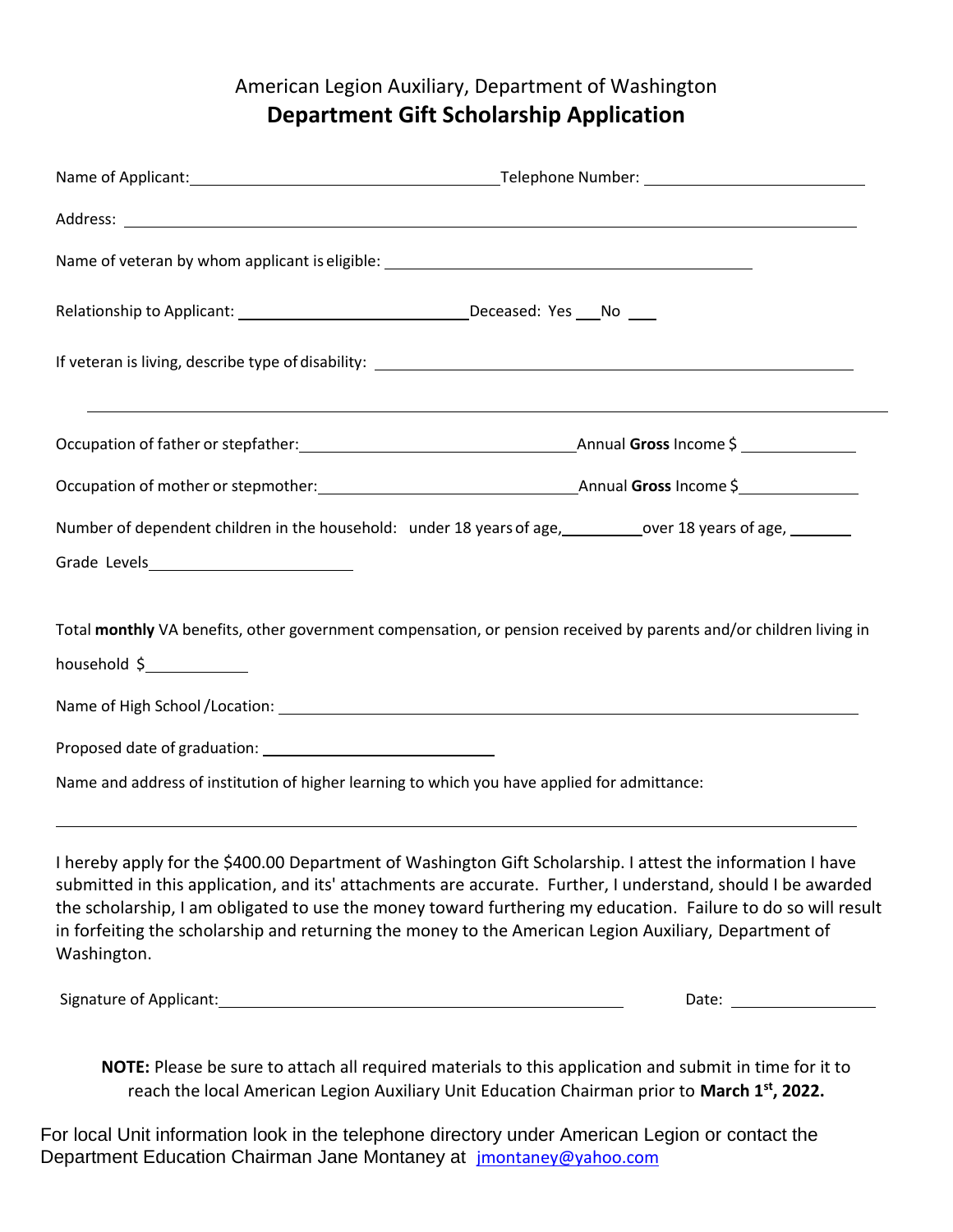American Legion Auxiliary, Department of Washington

# Department Gift Scholarship Application

Name of Applicant: ______________________________ Telephone Number: ____________________

Address: ____________________________________________________________

Name of veteran by whom applicant is eligible: ____________________________________

Relationship to Applicant: ______________________ Deceased: Yes ___ No ___

If veteran is living, describe type of disability: ____________________________________

____________________________________________________________

Occupation of father or stepfather: ____________________________ Annual **Gross** Income $ __________

Occupation of mother or stepmother: ____________________________ Annual **Gross** Income $ __________

Number of dependent children in the household: under 18 years of age, ________ over 18 years of age, ______

Grade Levels ____________________

Total **monthly** VA benefits, other government compensation, or pension received by parents and/or children living in household $ __________

Name of High School /Location: ____________________________________________________________

Proposed date of graduation: ______________________

Name and address of institution of higher learning to which you have applied for admittance:

____________________________________________________________

I hereby apply for the $400.00 Department of Washington Gift Scholarship. I attest the information I have submitted in this application, and its' attachments are accurate. Further, I understand, should I be awarded the scholarship, I am obligated to use the money toward furthering my education. Failure to do so will result in forfeiting the scholarship and returning the money to the American Legion Auxiliary, Department of Washington.

Signature of Applicant: ________________________________________ Date: ______________

**NOTE:** Please be sure to attach all required materials to this application and submit in time for it to reach the local American Legion Auxiliary Unit Education Chairman prior to **March 1st, 2022.**

For local Unit information look in the telephone directory under American Legion or contact the Department Education Chairman Jane Montaney at jmontaney@yahoo.com